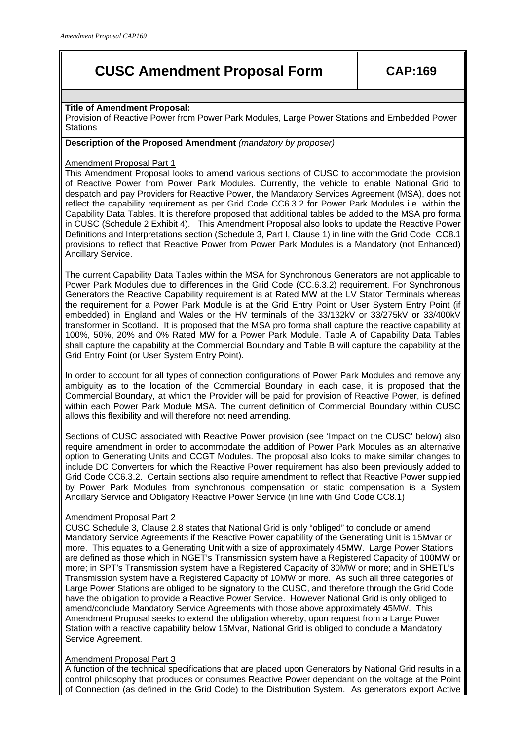# CUSC Amendment Proposal Form | CAP:169

**Title of Amendment Proposal:**

Provision of Reactive Power from Power Park Modules, Large Power Stations and Embedded Power Stations

**Description of the Proposed Amendment** *(mandatory by proposer)*:

Amendment Proposal Part 1

This Amendment Proposal looks to amend various sections of CUSC to accommodate the provision of Reactive Power from Power Park Modules. Currently, the vehicle to enable National Grid to despatch and pay Providers for Reactive Power, the Mandatory Services Agreement (MSA), does not reflect the capability requirement as per Grid Code CC6.3.2 for Power Park Modules i.e. within the Capability Data Tables. It is therefore proposed that additional tables be added to the MSA pro forma in CUSC (Schedule 2 Exhibit 4). This Amendment Proposal also looks to update the Reactive Power Definitions and Interpretations section (Schedule 3, Part I, Clause 1) in line with the Grid Code CC8.1 provisions to reflect that Reactive Power from Power Park Modules is a Mandatory (not Enhanced) Ancillary Service.

The current Capability Data Tables within the MSA for Synchronous Generators are not applicable to Power Park Modules due to differences in the Grid Code (CC.6.3.2) requirement. For Synchronous Generators the Reactive Capability requirement is at Rated MW at the LV Stator Terminals whereas the requirement for a Power Park Module is at the Grid Entry Point or User System Entry Point (if embedded) in England and Wales or the HV terminals of the 33/132kV or 33/275kV or 33/400kV transformer in Scotland. It is proposed that the MSA pro forma shall capture the reactive capability at 100%, 50%, 20% and 0% Rated MW for a Power Park Module. Table A of Capability Data Tables shall capture the capability at the Commercial Boundary and Table B will capture the capability at the Grid Entry Point (or User System Entry Point).

In order to account for all types of connection configurations of Power Park Modules and remove any ambiguity as to the location of the Commercial Boundary in each case, it is proposed that the Commercial Boundary, at which the Provider will be paid for provision of Reactive Power, is defined within each Power Park Module MSA. The current definition of Commercial Boundary within CUSC allows this flexibility and will therefore not need amending.

Sections of CUSC associated with Reactive Power provision (see 'Impact on the CUSC' below) also require amendment in order to accommodate the addition of Power Park Modules as an alternative option to Generating Units and CCGT Modules. The proposal also looks to make similar changes to include DC Converters for which the Reactive Power requirement has also been previously added to Grid Code CC6.3.2. Certain sections also require amendment to reflect that Reactive Power supplied by Power Park Modules from synchronous compensation or static compensation is a System Ancillary Service and Obligatory Reactive Power Service (in line with Grid Code CC8.1)

Amendment Proposal Part 2

CUSC Schedule 3, Clause 2.8 states that National Grid is only "obliged" to conclude or amend Mandatory Service Agreements if the Reactive Power capability of the Generating Unit is 15Mvar or more. This equates to a Generating Unit with a size of approximately 45MW. Large Power Stations are defined as those which in NGET's Transmission system have a Registered Capacity of 100MW or more; in SPT's Transmission system have a Registered Capacity of 30MW or more; and in SHETL's Transmission system have a Registered Capacity of 10MW or more. As such all three categories of Large Power Stations are obliged to be signatory to the CUSC, and therefore through the Grid Code have the obligation to provide a Reactive Power Service. However National Grid is only obliged to amend/conclude Mandatory Service Agreements with those above approximately 45MW. This Amendment Proposal seeks to extend the obligation whereby, upon request from a Large Power Station with a reactive capability below 15Mvar, National Grid is obliged to conclude a Mandatory Service Agreement.

Amendment Proposal Part 3

A function of the technical specifications that are placed upon Generators by National Grid results in a control philosophy that produces or consumes Reactive Power dependant on the voltage at the Point of Connection (as defined in the Grid Code) to the Distribution System. As generators export Active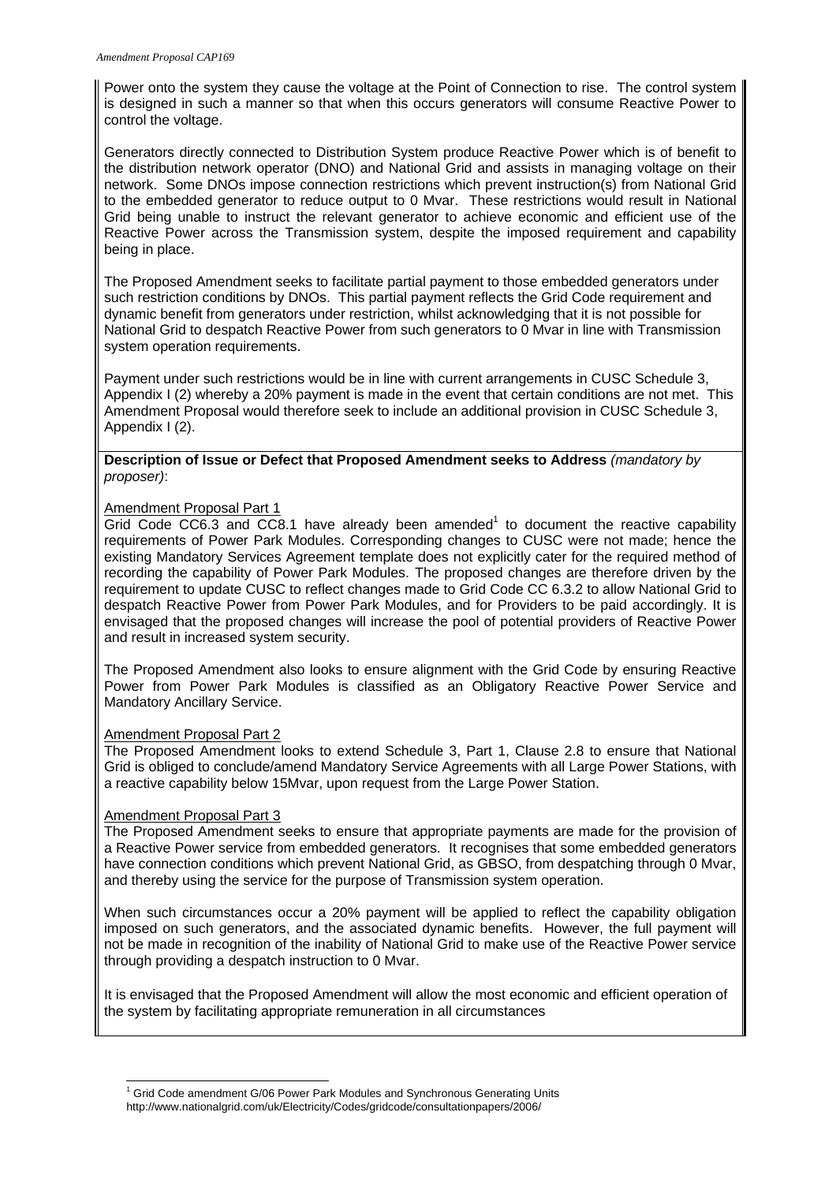Power onto the system they cause the voltage at the Point of Connection to rise. The control system is designed in such a manner so that when this occurs generators will consume Reactive Power to control the voltage.

Generators directly connected to Distribution System produce Reactive Power which is of benefit to the distribution network operator (DNO) and National Grid and assists in managing voltage on their network. Some DNOs impose connection restrictions which prevent instruction(s) from National Grid to the embedded generator to reduce output to 0 Mvar. These restrictions would result in National Grid being unable to instruct the relevant generator to achieve economic and efficient use of the Reactive Power across the Transmission system, despite the imposed requirement and capability being in place.

The Proposed Amendment seeks to facilitate partial payment to those embedded generators under such restriction conditions by DNOs. This partial payment reflects the Grid Code requirement and dynamic benefit from generators under restriction, whilst acknowledging that it is not possible for National Grid to despatch Reactive Power from such generators to 0 Mvar in line with Transmission system operation requirements.

Payment under such restrictions would be in line with current arrangements in CUSC Schedule 3, Appendix I (2) whereby a 20% payment is made in the event that certain conditions are not met. This Amendment Proposal would therefore seek to include an additional provision in CUSC Schedule 3, Appendix I (2).

**Description of Issue or Defect that Proposed Amendment seeks to Address** *(mandatory by proposer)*:

Amendment Proposal Part 1

Grid Code CC6.3 and CC8.1 have already been amended[1] to document the reactive capability requirements of Power Park Modules. Corresponding changes to CUSC were not made; hence the existing Mandatory Services Agreement template does not explicitly cater for the required method of recording the capability of Power Park Modules. The proposed changes are therefore driven by the requirement to update CUSC to reflect changes made to Grid Code CC 6.3.2 to allow National Grid to despatch Reactive Power from Power Park Modules, and for Providers to be paid accordingly. It is envisaged that the proposed changes will increase the pool of potential providers of Reactive Power and result in increased system security.

The Proposed Amendment also looks to ensure alignment with the Grid Code by ensuring Reactive Power from Power Park Modules is classified as an Obligatory Reactive Power Service and Mandatory Ancillary Service.

Amendment Proposal Part 2

The Proposed Amendment looks to extend Schedule 3, Part 1, Clause 2.8 to ensure that National Grid is obliged to conclude/amend Mandatory Service Agreements with all Large Power Stations, with a reactive capability below 15Mvar, upon request from the Large Power Station.

Amendment Proposal Part 3

The Proposed Amendment seeks to ensure that appropriate payments are made for the provision of a Reactive Power service from embedded generators. It recognises that some embedded generators have connection conditions which prevent National Grid, as GBSO, from despatching through 0 Mvar, and thereby using the service for the purpose of Transmission system operation.

When such circumstances occur a 20% payment will be applied to reflect the capability obligation imposed on such generators, and the associated dynamic benefits. However, the full payment will not be made in recognition of the inability of National Grid to make use of the Reactive Power service through providing a despatch instruction to 0 Mvar.

It is envisaged that the Proposed Amendment will allow the most economic and efficient operation of the system by facilitating appropriate remuneration in all circumstances

[1] Grid Code amendment G/06 Power Park Modules and Synchronous Generating Units http://www.nationalgrid.com/uk/Electricity/Codes/gridcode/consultationpapers/2006/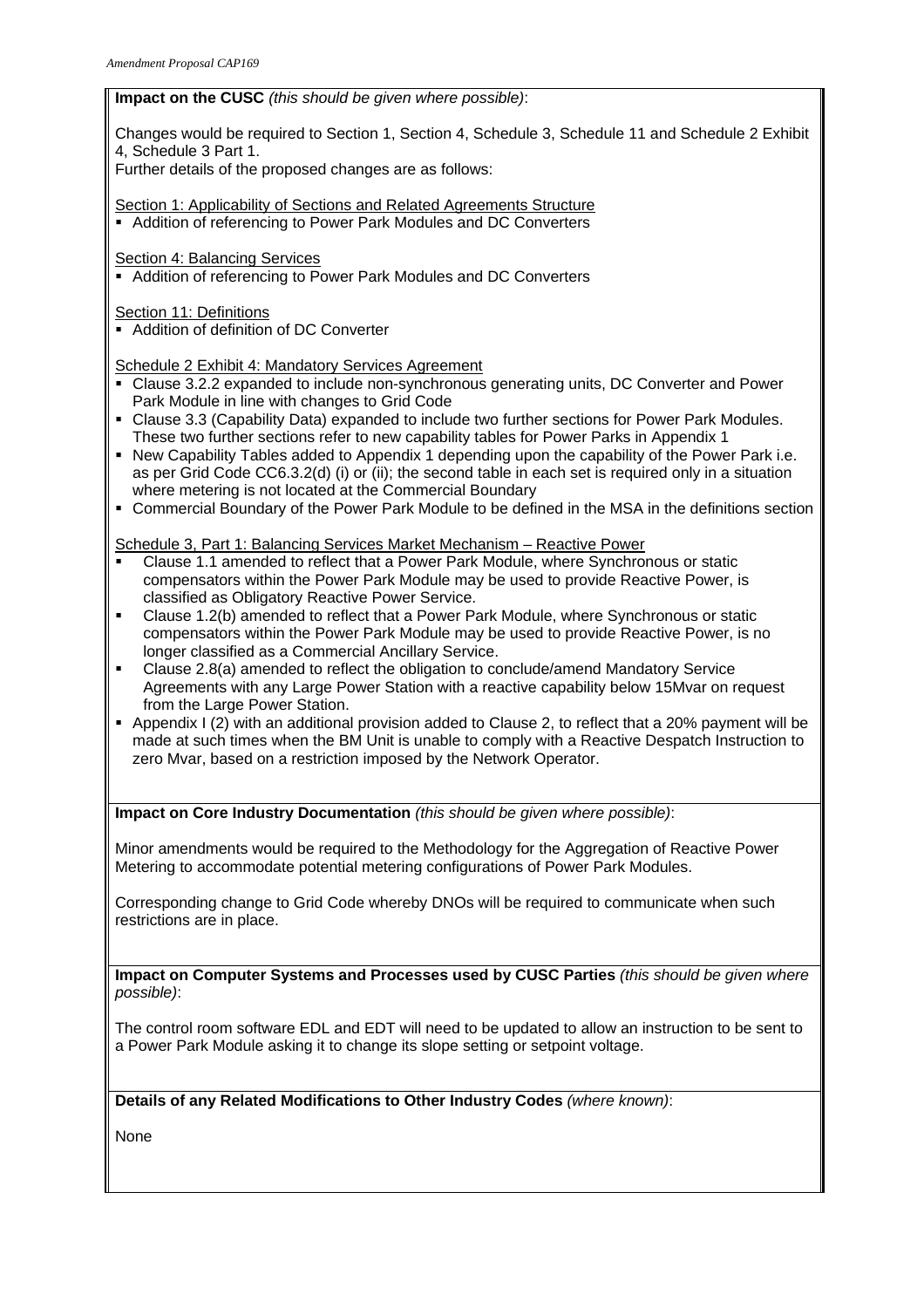**Impact on the CUSC** *(this should be given where possible)*:

Changes would be required to Section 1, Section 4, Schedule 3, Schedule 11 and Schedule 2 Exhibit 4, Schedule 3 Part 1.

Further details of the proposed changes are as follows:

Section 1: Applicability of Sections and Related Agreements Structure

- Addition of referencing to Power Park Modules and DC Converters

Section 4: Balancing Services

- Addition of referencing to Power Park Modules and DC Converters

Section 11: Definitions

- Addition of definition of DC Converter

Schedule 2 Exhibit 4: Mandatory Services Agreement

- Clause 3.2.2 expanded to include non-synchronous generating units, DC Converter and Power Park Module in line with changes to Grid Code
- Clause 3.3 (Capability Data) expanded to include two further sections for Power Park Modules. These two further sections refer to new capability tables for Power Parks in Appendix 1
- New Capability Tables added to Appendix 1 depending upon the capability of the Power Park i.e. as per Grid Code CC6.3.2(d) (i) or (ii); the second table in each set is required only in a situation where metering is not located at the Commercial Boundary
- Commercial Boundary of the Power Park Module to be defined in the MSA in the definitions section

Schedule 3, Part 1: Balancing Services Market Mechanism – Reactive Power

- Clause 1.1 amended to reflect that a Power Park Module, where Synchronous or static compensators within the Power Park Module may be used to provide Reactive Power, is classified as Obligatory Reactive Power Service.
- Clause 1.2(b) amended to reflect that a Power Park Module, where Synchronous or static compensators within the Power Park Module may be used to provide Reactive Power, is no longer classified as a Commercial Ancillary Service.
- Clause 2.8(a) amended to reflect the obligation to conclude/amend Mandatory Service Agreements with any Large Power Station with a reactive capability below 15Mvar on request from the Large Power Station.
- Appendix I (2) with an additional provision added to Clause 2, to reflect that a 20% payment will be made at such times when the BM Unit is unable to comply with a Reactive Despatch Instruction to zero Mvar, based on a restriction imposed by the Network Operator.

**Impact on Core Industry Documentation** *(this should be given where possible)*:

Minor amendments would be required to the Methodology for the Aggregation of Reactive Power Metering to accommodate potential metering configurations of Power Park Modules.

Corresponding change to Grid Code whereby DNOs will be required to communicate when such restrictions are in place.

**Impact on Computer Systems and Processes used by CUSC Parties** *(this should be given where possible)*:

The control room software EDL and EDT will need to be updated to allow an instruction to be sent to a Power Park Module asking it to change its slope setting or setpoint voltage.

**Details of any Related Modifications to Other Industry Codes** *(where known)*:

None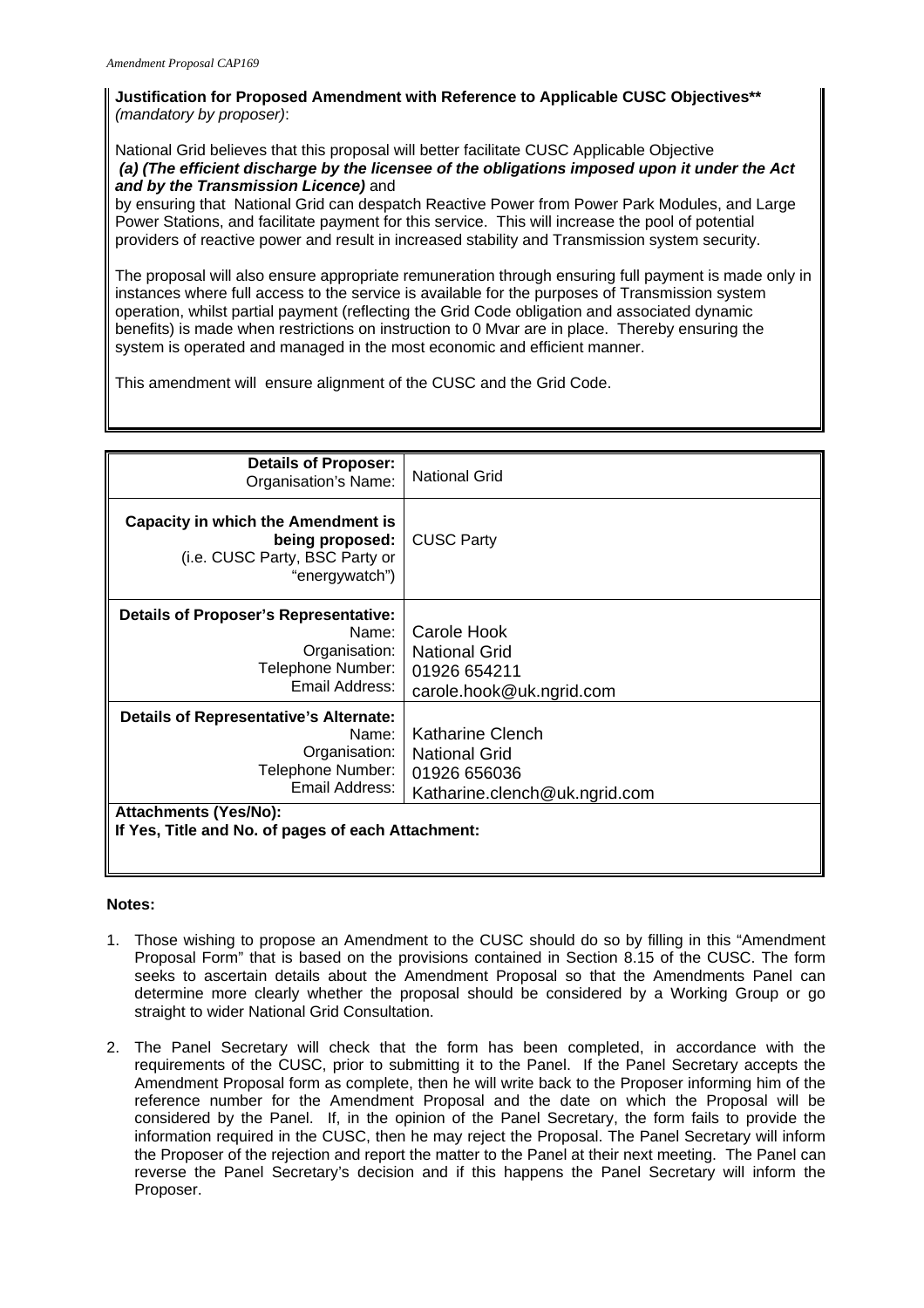**Justification for Proposed Amendment with Reference to Applicable CUSC Objectives**** *(mandatory by proposer)*:

National Grid believes that this proposal will better facilitate CUSC Applicable Objective ***(a) (The efficient discharge by the licensee of the obligations imposed upon it under the Act and by the Transmission Licence)*** and by ensuring that National Grid can despatch Reactive Power from Power Park Modules, and Large Power Stations, and facilitate payment for this service. This will increase the pool of potential providers of reactive power and result in increased stability and Transmission system security.

The proposal will also ensure appropriate remuneration through ensuring full payment is made only in instances where full access to the service is available for the purposes of Transmission system operation, whilst partial payment (reflecting the Grid Code obligation and associated dynamic benefits) is made when restrictions on instruction to 0 Mvar are in place. Thereby ensuring the system is operated and managed in the most economic and efficient manner.

This amendment will ensure alignment of the CUSC and the Grid Code.

| | |
|---|---|
| **Details of Proposer:** Organisation's Name: | National Grid |
| **Capacity in which the Amendment is being proposed:** (i.e. CUSC Party, BSC Party or "energywatch") | CUSC Party |
| **Details of Proposer's Representative:** Name: Organisation: Telephone Number: Email Address: | Carole Hook<br>National Grid<br>01926 654211<br>carole.hook@uk.ngrid.com |
| **Details of Representative's Alternate:** Name: Organisation: Telephone Number: Email Address: | Katharine Clench<br>National Grid<br>01926 656036<br>Katharine.clench@uk.ngrid.com |
| **Attachments (Yes/No):**<br>**If Yes, Title and No. of pages of each Attachment:** | |

**Notes:**

1. Those wishing to propose an Amendment to the CUSC should do so by filling in this "Amendment Proposal Form" that is based on the provisions contained in Section 8.15 of the CUSC. The form seeks to ascertain details about the Amendment Proposal so that the Amendments Panel can determine more clearly whether the proposal should be considered by a Working Group or go straight to wider National Grid Consultation.

2. The Panel Secretary will check that the form has been completed, in accordance with the requirements of the CUSC, prior to submitting it to the Panel. If the Panel Secretary accepts the Amendment Proposal form as complete, then he will write back to the Proposer informing him of the reference number for the Amendment Proposal and the date on which the Proposal will be considered by the Panel. If, in the opinion of the Panel Secretary, the form fails to provide the information required in the CUSC, then he may reject the Proposal. The Panel Secretary will inform the Proposer of the rejection and report the matter to the Panel at their next meeting. The Panel can reverse the Panel Secretary's decision and if this happens the Panel Secretary will inform the Proposer.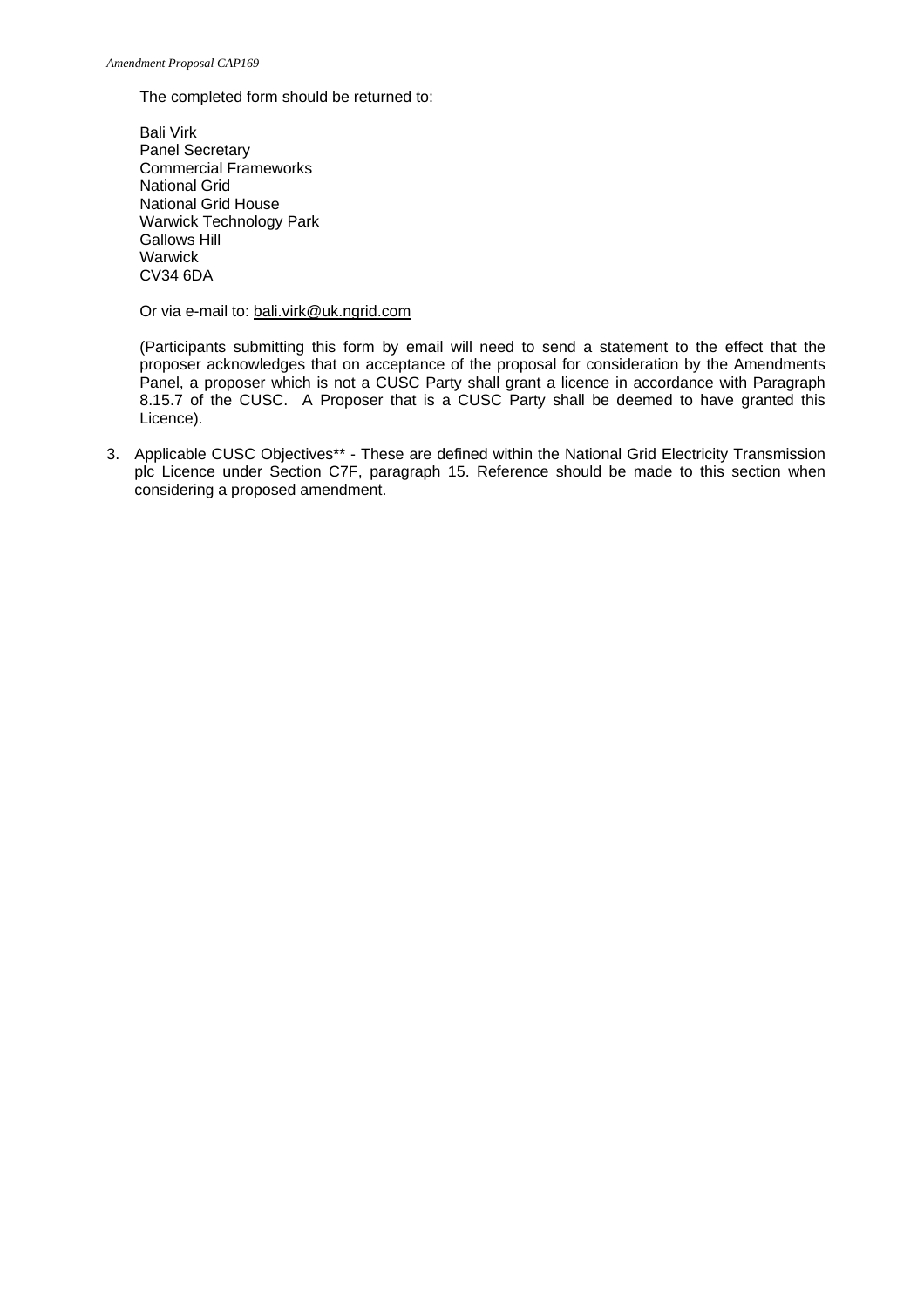The completed form should be returned to:

Bali Virk
Panel Secretary
Commercial Frameworks
National Grid
National Grid House
Warwick Technology Park
Gallows Hill
Warwick
CV34 6DA

Or via e-mail to: bali.virk@uk.ngrid.com

(Participants submitting this form by email will need to send a statement to the effect that the proposer acknowledges that on acceptance of the proposal for consideration by the Amendments Panel, a proposer which is not a CUSC Party shall grant a licence in accordance with Paragraph 8.15.7 of the CUSC. A Proposer that is a CUSC Party shall be deemed to have granted this Licence).

3. Applicable CUSC Objectives** - These are defined within the National Grid Electricity Transmission plc Licence under Section C7F, paragraph 15. Reference should be made to this section when considering a proposed amendment.